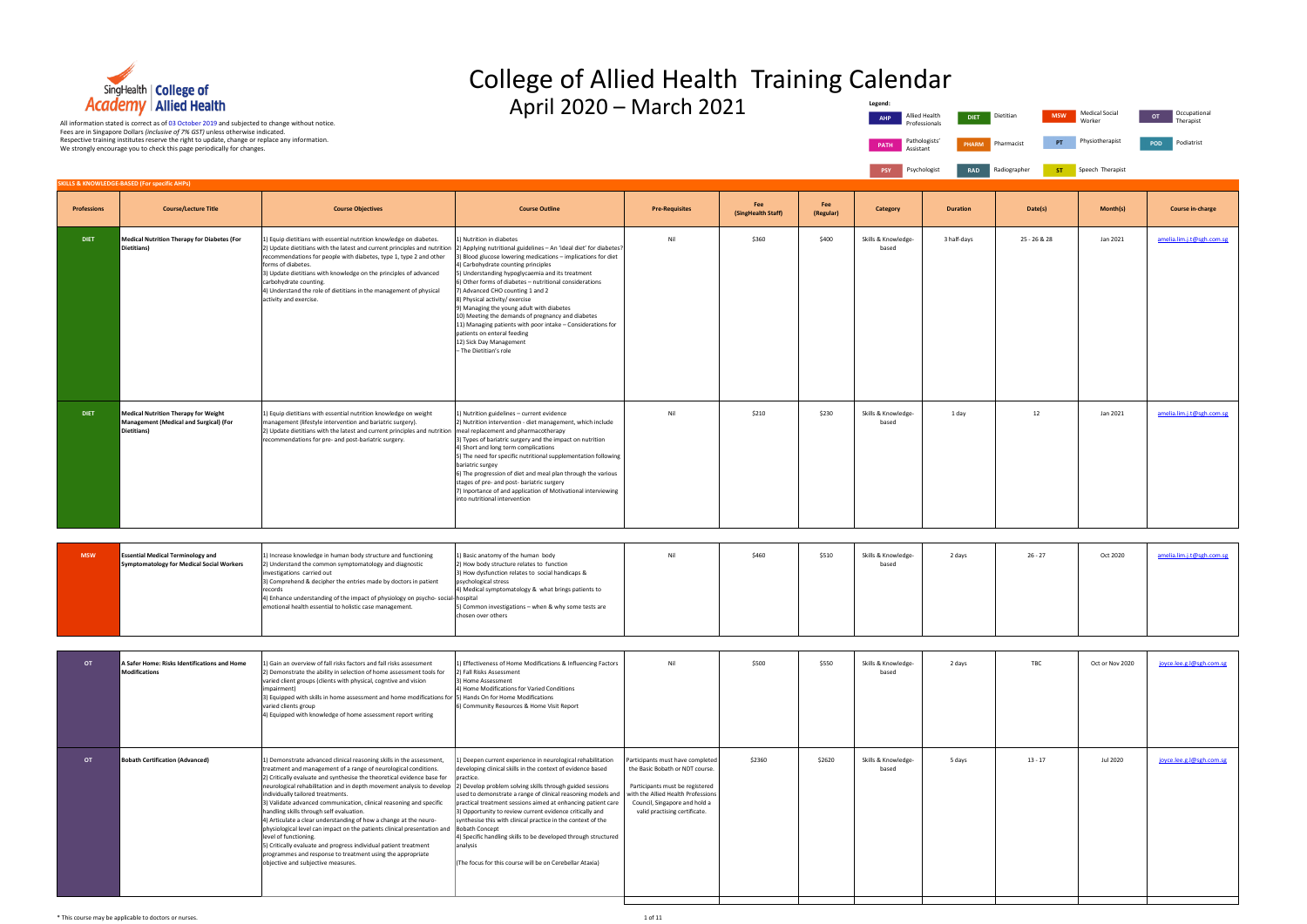SingHealth Academy | College of Allied Health

# College of Allied Health Training Calendar

## April 2020 – March 2021

All information stated is correct as of 03 October 2019 and subjected to change without notice.
Fees are in Singapore Dollars *(inclusive of 7% GST)* unless otherwise indicated.
Respective training institutes reserve the right to update, change or replace any information.
We strongly encourage you to check this page periodically for changes.

**Legend:**

| Code | Profession |
|---|---|
| AHP | Allied Health Professionals |
| DIET | Dietitian |
| MSW | Medical Social Worker |
| OT | Occupational Therapist |
| PATH | Pathologists' Assistant |
| PHARM | Pharmacist |
| PT | Physiotherapist |
| POD | Podiatrist |
| PSY | Psychologist |
| RAD | Radiographer |
| ST | Speech Therapist |

### SKILLS & KNOWLEDGE-BASED (For specific AHPs)

| Professions | Course/Lecture Title | Course Objectives | Course Outline | Pre-Requisites | Fee (SingHealth Staff) | Fee (Regular) | Category | Duration | Date(s) | Month(s) | Course in-charge |
|---|---|---|---|---|---|---|---|---|---|---|---|
| DIET | **Medical Nutrition Therapy for Diabetes (For Dietitians)** | 1) Equip dietitians with essential nutrition knowledge on diabetes.<br>2) Update dietitians with the latest and current principles and nutrition recommendations for people with diabetes, type 1, type 2 and other forms of diabetes.<br>3) Update dietitians with knowledge on the principles of advanced carbohydrate counting.<br>4) Understand the role of dietitians in the management of physical activity and exercise. | 1) Nutrition in diabetes<br>2) Applying nutritional guidelines – An 'ideal diet' for diabetes?<br>3) Blood glucose lowering medications – implications for diet<br>4) Carbohydrate counting principles<br>5) Understanding hypoglycaemia and its treatment<br>6) Other forms of diabetes – nutritional considerations<br>7) Advanced CHO counting 1 and 2<br>8) Physical activity/ exercise<br>9) Managing the young adult with diabetes<br>10) Meeting the demands of pregnancy and diabetes<br>11) Managing patients with poor intake – Considerations for patients on enteral feeding<br>12) Sick Day Management<br>– The Dietitian's role | Nil | $360 | $400 | Skills & Knowledge-based | 3 half-days | 25 - 26 & 28 | Jan 2021 | amelia.lim.j.t@sgh.com.sg |
| DIET | **Medical Nutrition Therapy for Weight Management (Medical and Surgical) (For Dietitians)** | 1) Equip dietitians with essential nutrition knowledge on weight management (lifestyle intervention and bariatric surgery).<br>2) Update dietitians with the latest and current principles and nutrition recommendations for pre- and post-bariatric surgery. | 1) Nutrition guidelines – current evidence<br>2) Nutrition intervention - diet management, which include meal replacement and pharmacotherapy<br>3) Types of bariatric surgery and the impact on nutrition<br>4) Short and long term complications<br>5) The need for specific nutritional supplementation following bariatric surgey<br>6) The progression of diet and meal plan through the various stages of pre- and post- bariatric surgery<br>7) Importance of and application of Motivational interviewing into nutritional intervention | Nil | $210 | $230 | Skills & Knowledge-based | 1 day | 12 | Jan 2021 | amelia.lim.j.t@sgh.com.sg |
| MSW | **Essential Medical Terminology and Symptomatology for Medical Social Workers** | 1) Increase knowledge in human body structure and functioning<br>2) Understand the common symptomatology and diagnostic investigations carried out<br>3) Comprehend & decipher the entries made by doctors in patient records<br>4) Enhance understanding of the impact of physiology on psycho- social-emotional health essential to holistic case management. | 1) Basic anatomy of the human body<br>2) How body structure relates to function<br>3) How dysfunction relates to social handicaps & psychological stress<br>4) Medical symptomatology & what brings patients to hospital<br>5) Common investigations – when & why some tests are chosen over others | Nil | $460 | $510 | Skills & Knowledge-based | 2 days | 26 - 27 | Oct 2020 | amelia.lim.j.t@sgh.com.sg |
| OT | **A Safer Home: Risks Identifications and Home Modifications** | 1) Gain an overview of fall risks factors and fall risks assessment<br>2) Demonstrate the ability in selection of home assessment tools for varied client groups (clients with physical, cogntive and vision impairment)<br>3) Equipped with skills in home assessment and home modifications for varied clients group<br>4) Equipped with knowledge of home assessment report writing | 1) Effectiveness of Home Modifications & Influencing Factors<br>2) Fall Risks Assessment<br>3) Home Assessment<br>4) Home Modifications for Varied Conditions<br>5) Hands On for Home Modifications<br>6) Community Resources & Home Visit Report | Nil | $500 | $550 | Skills & Knowledge-based | 2 days | TBC | Oct or Nov 2020 | joyce.lee.g.l@sgh.com.sg |
| OT | **Bobath Certification (Advanced)** | 1) Demonstrate advanced clinical reasoning skills in the assessment, treatment and management of a range of neurological conditions.<br>2) Critically evaluate and synthesise the theoretical evidence base for neurological rehabilitation and in depth movement analysis to develop individually tailored treatments.<br>3) Validate advanced communication, clinical reasoning and specific handling skills through self evaluation.<br>4) Articulate a clear understanding of how a change at the neuro-physiological level can impact on the patients clinical presentation and level of functioning.<br>5) Critically evaluate and progress individual patient treatment programmes and response to treatment using the appropriate objective and subjective measures. | 1) Deepen current experience in neurological rehabilitation developing clinical skills in the context of evidence based practice.<br>2) Develop problem solving skills through guided sessions used to demonstrate a range of clinical reasoning models and practical treatment sessions aimed at enhancing patient care<br>3) Opportunity to review current evidence critically and synthesise this with clinical practice in the context of the Bobath Concept<br>4) Specific handling skills to be developed through structured analysis<br><br>(The focus for this course will be on Cerebellar Ataxia) | Participants must have completed the Basic Bobath or NDT course.<br><br>Participants must be registered with the Allied Health Professions Council, Singapore and hold a valid practising certificate. | $2360 | $2620 | Skills & Knowledge-based | 5 days | 13 - 17 | Jul 2020 | joyce.lee.g.l@sgh.com.sg |

\* This course may be applicable to doctors or nurses.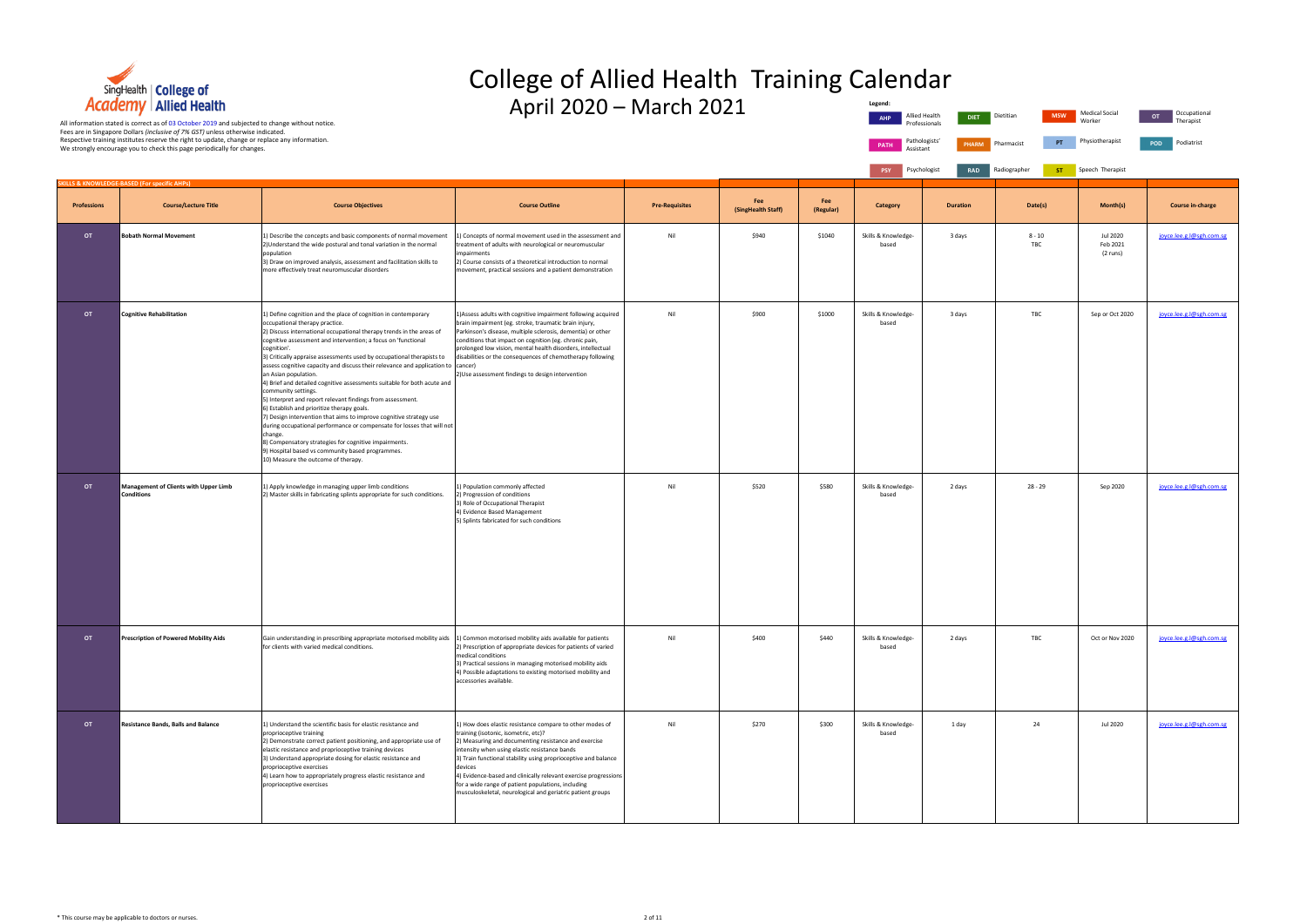# College of Allied Health Training Calendar

## April 2020 – March 2021

All information stated is correct as of 03 October 2019 and subjected to change without notice.
Fees are in Singapore Dollars *(inclusive of 7% GST)* unless otherwise indicated.
Respective training institutes reserve the right to update, change or replace any information.
We strongly encourage you to check this page periodically for changes.

**Legend:**

| Code | Profession |
|---|---|
| AHP | Allied Health Professionals |
| DIET | Dietitian |
| MSW | Medical Social Worker |
| OT | Occupational Therapist |
| PATH | Pathologists' Assistant |
| PHARM | Pharmacist |
| PT | Physiotherapist |
| POD | Podiatrist |
| PSY | Psychologist |
| RAD | Radiographer |
| ST | Speech Therapist |

**SKILLS & KNOWLEDGE-BASED (For specific AHPs)**

| Professions | Course/Lecture Title | Course Objectives | Course Outline | Pre-Requisites | Fee (SingHealth Staff) | Fee (Regular) | Category | Duration | Date(s) | Month(s) | Course in-charge |
|---|---|---|---|---|---|---|---|---|---|---|---|
| OT | Bobath Normal Movement | 1) Describe the concepts and basic components of normal movement<br>2)Understand the wide postural and tonal variation in the normal population<br>3) Draw on improved analysis, assessment and facilitation skills to more effectively treat neuromuscular disorders | 1) Concepts of normal movement used in the assessment and treatment of adults with neurological or neuromuscular impairments<br>2) Course consists of a theoretical introduction to normal movement, practical sessions and a patient demonstration | Nil | $940 | $1040 | Skills & Knowledge-based | 3 days | 8 - 10<br>TBC | Jul 2020<br>Feb 2021<br>(2 runs) | joyce.lee.g.l@sgh.com.sg |
| OT | Cognitive Rehabilitation | 1) Define cognition and the place of cognition in contemporary occupational therapy practice.<br>2) Discuss international occupational therapy trends in the areas of cognitive assessment and intervention; a focus on 'functional cognition'.<br>3) Critically appraise assessments used by occupational therapists to assess cognitive capacity and discuss their relevance and application to an Asian population.<br>4) Brief and detailed cognitive assessments suitable for both acute and community settings.<br>5) Interpret and report relevant findings from assessment.<br>6) Establish and prioritize therapy goals.<br>7) Design intervention that aims to improve cognitive strategy use during occupational performance or compensate for losses that will not change.<br>8) Compensatory strategies for cognitive impairments.<br>9) Hospital based vs community based programmes.<br>10) Measure the outcome of therapy. | 1)Assess adults with cognitive impairment following acquired brain impairment (eg. stroke, traumatic brain injury, Parkinson's disease, multiple sclerosis, dementia) or other conditions that impact on cognition (eg. chronic pain, prolonged low vision, mental health disorders, intellectual disabilities or the consequences of chemotherapy following cancer)<br>2)Use assessment findings to design intervention | Nil | $900 | $1000 | Skills & Knowledge-based | 3 days | TBC | Sep or Oct 2020 | joyce.lee.g.l@sgh.com.sg |
| OT | Management of Clients with Upper Limb Conditions | 1) Apply knowledge in managing upper limb conditions<br>2) Master skills in fabricating splints appropriate for such conditions. | 1) Population commonly affected<br>2) Progression of conditions<br>3) Role of Occupational Therapist<br>4) Evidence Based Management<br>5) Splints fabricated for such conditions | Nil | $520 | $580 | Skills & Knowledge-based | 2 days | 28 - 29 | Sep 2020 | joyce.lee.g.l@sgh.com.sg |
| OT | Prescription of Powered Mobility Aids | Gain understanding in prescribing appropriate motorised mobility aids for clients with varied medical conditions. | 1) Common motorised mobility aids available for patients<br>2) Prescription of appropriate devices for patients of varied medical conditions<br>3) Practical sessions in managing motorised mobility aids<br>4) Possible adaptations to existing motorised mobility and accessories available. | Nil | $400 | $440 | Skills & Knowledge-based | 2 days | TBC | Oct or Nov 2020 | joyce.lee.g.l@sgh.com.sg |
| OT | Resistance Bands, Balls and Balance | 1) Understand the scientific basis for elastic resistance and proprioceptive training<br>2) Demonstrate correct patient positioning, and appropriate use of elastic resistance and proprioceptive training devices<br>3) Understand appropriate dosing for elastic resistance and proprioceptive exercises<br>4) Learn how to appropriately progress elastic resistance and proprioceptive exercises | 1) How does elastic resistance compare to other modes of training (isotonic, isometric, etc)?<br>2) Measuring and documenting resistance and exercise intensity when using elastic resistance bands<br>3) Train functional stability using proprioceptive and balance devices<br>4) Evidence-based and clinically relevant exercise progressions for a wide range of patient populations, including musculoskeletal, neurological and geriatric patient groups | Nil | $270 | $300 | Skills & Knowledge-based | 1 day | 24 | Jul 2020 | joyce.lee.g.l@sgh.com.sg |

\* This course may be applicable to doctors or nurses.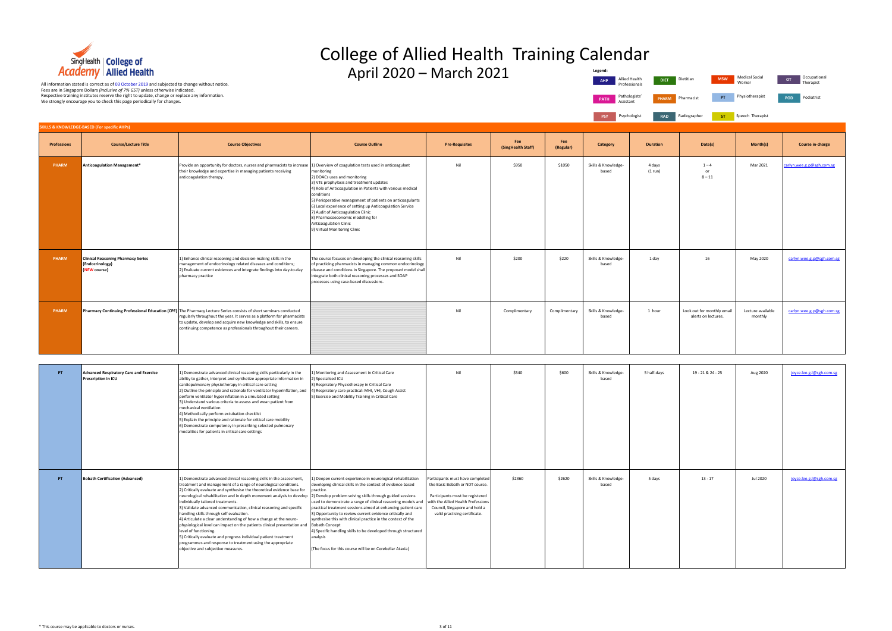# College of Allied Health Training Calendar

## April 2020 – March 2021

SingHealth Academy | College of Allied Health

All information stated is correct as of 03 October 2019 and subjected to change without notice.
Fees are in Singapore Dollars *(inclusive of 7% GST)* unless otherwise indicated.
Respective training institutes reserve the right to update, change or replace any information.
We strongly encourage you to check this page periodically for changes.

**Legend:**

| Code | Profession |
|---|---|
| AHP | Allied Health Professionals |
| DIET | Dietitian |
| MSW | Medical Social Worker |
| OT | Occupational Therapist |
| PATH | Pathologists' Assistant |
| PHARM | Pharmacist |
| PT | Physiotherapist |
| POD | Podiatrist |
| PSY | Psychologist |
| RAD | Radiographer |
| ST | Speech Therapist |

### SKILLS & KNOWLEDGE-BASED (For specific AHPs)

| Professions | Course/Lecture Title | Course Objectives | Course Outline | Pre-Requisites | Fee (SingHealth Staff) | Fee (Regular) | Category | Duration | Date(s) | Month(s) | Course in-charge |
|---|---|---|---|---|---|---|---|---|---|---|---|
| PHARM | **Anticoagulation Management*** | Provide an opportunity for doctors, nurses and pharmacists to increase their knowledge and expertise in managing patients receiving anticoagulation therapy. | 1) Overview of coagulation tests used in anticoagulant monitoring<br>2) DOACs uses and monitoring<br>3) VTE prophylaxis and treatment updates<br>4) Role of Anticoagulation in Patients with various medical conditions<br>5) Perioperative management of patients on anticoagulants<br>6) Local experience of setting up Anticoagulation Service<br>7) Audit of Anticoagulation Clinic<br>8) Pharmacoeconomic modelling for Anticoagulation Clinic<br>9) Virtual Monitoring Clinic | Nil | $950 | $1050 | Skills & Knowledge-based | 4 days (1 run) | 1 – 4 or 8 – 11 | Mar 2021 | carlyn.wee.g.p@sgh.com.sg |
| PHARM | **Clinical Reasoning Pharmacy Series (Endocrinology) (NEW course)** | 1) Enhance clinical reasoning and decision-making skills in the management of endocrinology related diseases and conditions;<br>2) Evaluate current evidences and integrate findings into day-to-day pharmacy practice | The course focuses on developing the clinical reasoning skills of practicing pharmacists in managing common endocrinology disease and conditions in Singapore. The proposed model shall integrate both clinical reasoning processes and SOAP processes using case-based discussions. | Nil | $200 | $220 | Skills & Knowledge-based | 1 day | 16 | May 2020 | carlyn.wee.g.p@sgh.com.sg |
| PHARM | **Pharmacy Continuing Professional Education (CPE)** | The Pharmacy Lecture Series consists of short seminars conducted regularly throughout the year. It serves as a platform for pharmacists to update, develop and acquire new knowledge and skills, to ensure continuing competence as professionals throughout their careers. | | Nil | Complimentary | Complimentary | Skills & Knowledge-based | 1 hour | Look out for monthly email alerts on lectures. | Lecture available monthly | carlyn.wee.g.p@sgh.com.sg |
| PT | **Advanced Respiratory Care and Exercise Prescription in ICU** | 1) Demonstrate advanced clinical reasoning skills particularly in the ability to gather, interpret and synthetize appropriate information in cardiopulmonary physiotherapy in critical care setting<br>2) Outline the principle and rationale for ventilator hyperinflation, and perform ventilator hyperinflation in a simulated setting<br>3) Understand various criteria to assess and wean patient from mechanical ventilation<br>4) Methodically perform extubation checklist<br>5) Explain the principle and rationale for critical care mobility<br>6) Demonstrate competency in prescribing selected pulmonary modalities for patients in critical care settings | 1) Monitoring and Assessment in Critical Care<br>2) Specialised ICU<br>3) Respiratory Physiotherapy in Critical Care<br>4) Respiratory care practical: MHI, VHI, Cough Assist<br>5) Exercise and Mobility Training in Critical Care | Nil | $540 | $600 | Skills & Knowledge-based | 5 half-days | 19 - 21 & 24 - 25 | Aug 2020 | joyce.lee.g.l@sgh.com.sg |
| PT | **Bobath Certification (Advanced)** | 1) Demonstrate advanced clinical reasoning skills in the assessment, treatment and management of a range of neurological conditions.<br>2) Critically evaluate and synthesise the theoretical evidence base for neurological rehabilitation and in depth movement analysis to develop individually tailored treatments.<br>3) Validate advanced communication, clinical reasoning and specific handling skills through self evaluation.<br>4) Articulate a clear understanding of how a change at the neuro-physiological level can impact on the patients clinical presentation and level of functioning.<br>5) Critically evaluate and progress individual patient treatment programmes and response to treatment using the appropriate objective and subjective measures. | 1) Deepen current experience in neurological rehabilitation developing clinical skills in the context of evidence based practice.<br>2) Develop problem solving skills through guided sessions used to demonstrate a range of clinical reasoning models and practical treatment sessions aimed at enhancing patient care<br>3) Opportunity to review current evidence critically and synthesise this with clinical practice in the context of the Bobath Concept<br>4) Specific handling skills to be developed through structured analysis<br><br>(The focus for this course will be on Cerebellar Ataxia) | Participants must have completed the Basic Bobath or NDT course.<br><br>Participants must be registered with the Allied Health Professions Council, Singapore and hold a valid practising certificate. | $2360 | $2620 | Skills & Knowledge-based | 5 days | 13 - 17 | Jul 2020 | joyce.lee.g.l@sgh.com.sg |

\* This course may be applicable to doctors or nurses.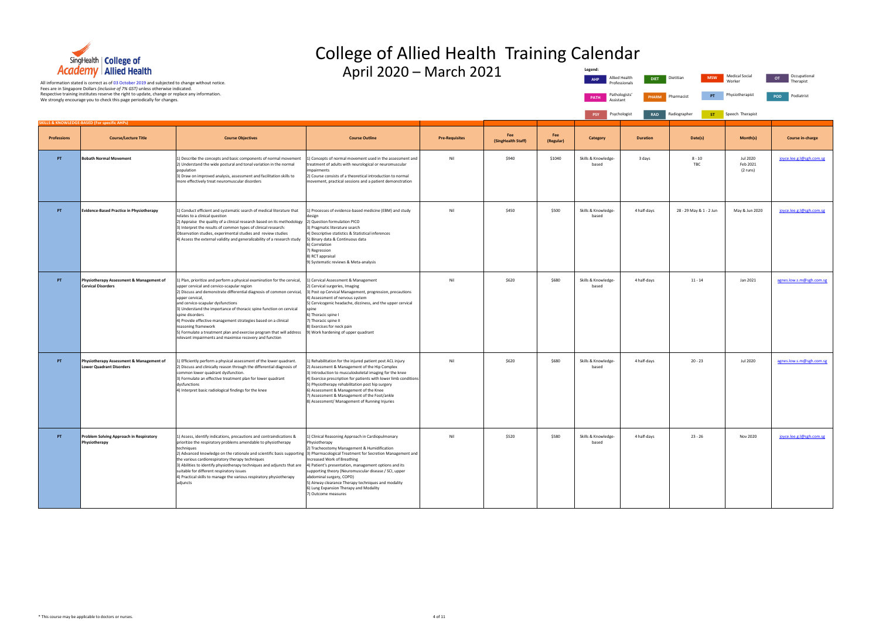# College of Allied Health Training Calendar
## April 2020 – March 2021

SingHealth Academy | College of Allied Health

All information stated is correct as of 03 October 2019 and subjected to change without notice.
Fees are in Singapore Dollars *(inclusive of 7% GST)* unless otherwise indicated.
Respective training institutes reserve the right to update, change or replace any information.
We strongly encourage you to check this page periodically for changes.

**Legend:**

| Code | Meaning |
|---|---|
| AHP | Allied Health Professionals |
| DIET | Dietitian |
| MSW | Medical Social Worker |
| OT | Occupational Therapist |
| PATH | Pathologists' Assistant |
| PHARM | Pharmacist |
| PT | Physiotherapist |
| POD | Podiatrist |
| PSY | Psychologist |
| RAD | Radiographer |
| ST | Speech Therapist |

### SKILLS & KNOWLEDGE-BASED (For specific AHPs)

| Professions | Course/Lecture Title | Course Objectives | Course Outline | Pre-Requisites | Fee (SingHealth Staff) | Fee (Regular) | Category | Duration | Date(s) | Month(s) | Course in-charge |
|---|---|---|---|---|---|---|---|---|---|---|---|
| PT | Bobath Normal Movement | 1) Describe the concepts and basic components of normal movement<br>2) Understand the wide postural and tonal variation in the normal population<br>3) Draw on improved analysis, assessment and facilitation skills to more effectively treat neuromuscular disorders | 1) Concepts of normal movement used in the assessment and treatment of adults with neurological or neuromuscular impairments<br>2) Course consists of a theoretical introduction to normal movement, practical sessions and a patient demonstration | Nil | $940 | $1040 | Skills & Knowledge-based | 3 days | 8 - 10<br>TBC | Jul 2020<br>Feb 2021<br>(2 runs) | joyce.lee.g.l@sgh.com.sg |
| PT | Evidence-Based Practice in Physiotherapy | 1) Conduct efficient and systematic search of medical literature that relates to a clinical question<br>2) Appraise the quality of a clinical research based on its methodology<br>3) Interpret the results of common types of clinical research: Observation studies, experimental studies and review studies<br>4) Assess the external validity and generalizability of a research study | 1) Processes of evidence-based medicine (EBM) and study design<br>2) Question formulation PICO<br>3) Pragmatic literature search<br>4) Descriptive statistics & Statistical inferences<br>5) Binary data & Continuous data<br>6) Correlation<br>7) Regression<br>8) RCT appraisal<br>9) Systematic reviews & Meta-analysis | Nil | $450 | $500 | Skills & Knowledge-based | 4 half-days | 28 - 29 May & 1 - 2 Jun | May & Jun 2020 | joyce.lee.g.l@sgh.com.sg |
| PT | Physiotherapy Assessment & Management of Cervical Disorders | 1) Plan, prioritize and perform a physical examination for the cervical, upper cervical and cervico-scapular region<br>2) Discuss and demonstrate differential diagnosis of common cervical, upper cervical, and cervico-scapular dysfunctions<br>3) Understand the importance of thoracic spine function on cervical spine disorders<br>4) Provide effective management strategies based on a clinical reasoning framework<br>5) Formulate a treatment plan and exercise program that will address relevant impairments and maximise recovery and function | 1) Cervical Assessment & Management<br>2) Cervical surgeries, Imaging<br>3) Post op Cervical Management, progression, precautions<br>4) Assessment of nervous system<br>5) Cervicogenic headache, dizziness, and the upper cervical spine<br>6) Thoracic spine I<br>7) Thoracic spine II<br>8) Exercises for neck pain<br>9) Work hardening of upper quadrant | Nil | $620 | $680 | Skills & Knowledge-based | 4 half-days | 11 - 14 | Jan 2021 | agnes.low.s.m@sgh.com.sg |
| PT | Physiotherapy Assessment & Management of Lower Quadrant Disorders | 1) Efficiently perform a physical assessment of the lower quadrant.<br>2) Discuss and clinically reason through the differential diagnosis of common lower quadrant dysfunction.<br>3) Formulate an effective treatment plan for lower quadrant dysfunctions<br>4) Interpret basic radiological findings for the knee | 1) Rehabilitation for the injured patient post ACL injury<br>2) Assessment & Management of the Hip Complex<br>3) Introduction to musculoskeletal imaging for the knee<br>4) Exercise prescription for patients with lower limb conditions<br>5) Physiotherapy rehabilitation post hip surgery<br>6) Assessment & Management of the Knee<br>7) Assessment & Management of the Foot/ankle<br>8) Assessment/ Management of Running Injuries | Nil | $620 | $680 | Skills & Knowledge-based | 4 half-days | 20 - 23 | Jul 2020 | agnes.low.s.m@sgh.com.sg |
| PT | Problem Solving Approach in Respiratory Physiotherapy | 1) Assess, identify indications, precautions and contraindications & prioritize the respiratory problems amendable to physiotherapy techniques<br>2) Advanced knowledge on the rationale and scientific basis supporting the various cardiorespiratory therapy techniques<br>3) Abilities to identify physiotherapy techniques and adjuncts that are suitable for different respiratory issues<br>4) Practical skills to manage the various respiratory physiotherapy adjuncts | 1) Clinical Reasoning Approach in Cardiopulmonary Physiotherapy<br>2) Tracheostomy Management & Humidification<br>3) Pharmacological Treatment for Secretion Management and Increased Work of Breathing<br>4) Patient's presentation, management options and its supporting theory (Neuromuscular disease / SCI, upper abdominal surgery, COPD)<br>5) Airway clearance Therapy techniques and modality<br>6) Lung Expansion Therapy and Modality<br>7) Outcome measures | Nil | $520 | $580 | Skills & Knowledge-based | 4 half-days | 23 - 26 | Nov 2020 | joyce.lee.g.l@sgh.com.sg |

\* This course may be applicable to doctors or nurses.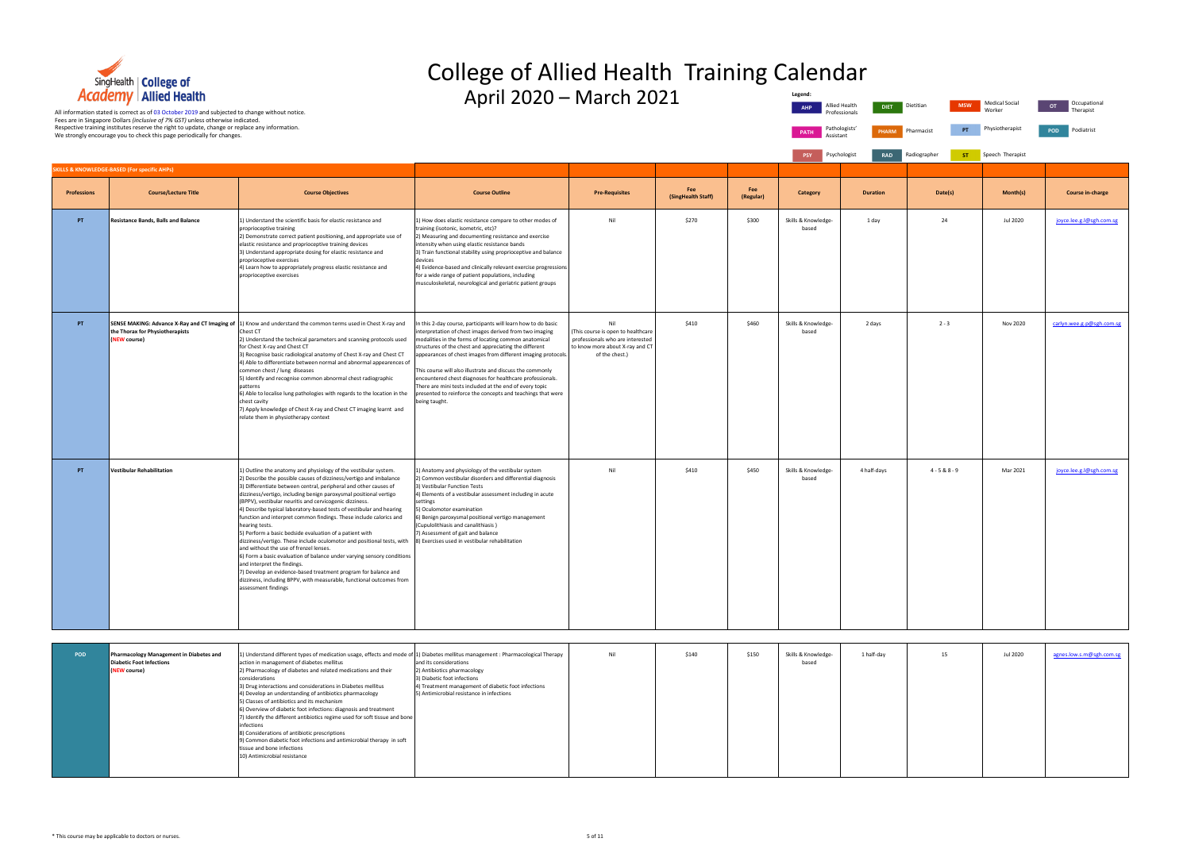SingHealth Academy | College of Allied Health

# College of Allied Health Training Calendar

## April 2020 – March 2021

All information stated is correct as of 03 October 2019 and subjected to change without notice.
Fees are in Singapore Dollars *(inclusive of 7% GST)* unless otherwise indicated.
Respective training institutes reserve the right to update, change or replace any information.
We strongly encourage you to check this page periodically for changes.

**Legend:**

| Code | Profession |
|---|---|
| AHP | Allied Health Professionals |
| DIET | Dietitian |
| MSW | Medical Social Worker |
| OT | Occupational Therapist |
| PATH | Pathologists' Assistant |
| PHARM | Pharmacist |
| PT | Physiotherapist |
| POD | Podiatrist |
| PSY | Psychologist |
| RAD | Radiographer |
| ST | Speech Therapist |

**SKILLS & KNOWLEDGE-BASED (For specific AHPs)**

| Professions | Course/Lecture Title | Course Objectives | Course Outline | Pre-Requisites | Fee (SingHealth Staff) | Fee (Regular) | Category | Duration | Date(s) | Month(s) | Course in-charge |
|---|---|---|---|---|---|---|---|---|---|---|---|
| PT | Resistance Bands, Balls and Balance | 1) Understand the scientific basis for elastic resistance and proprioceptive training<br>2) Demonstrate correct patient positioning, and appropriate use of elastic resistance and proprioceptive training devices<br>3) Understand appropriate dosing for elastic resistance and proprioceptive exercises<br>4) Learn how to appropriately progress elastic resistance and proprioceptive exercises | 1) How does elastic resistance compare to other modes of training (isotonic, isometric, etc)?<br>2) Measuring and documenting resistance and exercise intensity when using elastic resistance bands<br>3) Train functional stability using proprioceptive and balance devices<br>4) Evidence-based and clinically relevant exercise progressions for a wide range of patient populations, including musculoskeletal, neurological and geriatric patient groups | Nil | $270 | $300 | Skills & Knowledge-based | 1 day | 24 | Jul 2020 | joyce.lee.g.l@sgh.com.sg |
| PT | SENSE MAKING: Advance X-Ray and CT Imaging of the Thorax for Physiotherapists (NEW course) | 1) Know and understand the common terms used in Chest X-ray and Chest CT<br>2) Understand the technical parameters and scanning protocols used for Chest X-ray and Chest CT<br>3) Recognise basic radiological anatomy of Chest X-ray and Chest CT<br>4) Able to differentiate between normal and abnormal appearences of common chest / lung diseases<br>5) Identify and recognise common abnormal chest radiographic patterns<br>6) Able to localise lung pathologies with regards to the location in the chest cavity<br>7) Apply knowledge of Chest X-ray and Chest CT imaging learnt and relate them in physiotherapy context | In this 2-day course, participants will learn how to do basic interpretation of chest images derived from two imaging modalities in the forms of locating common anatomical structures of the chest and appreciating the different appearances of chest images from different imaging protocols.<br><br>This course will also illustrate and discuss the commonly encountered chest diagnoses for healthcare professionals. There are mini tests included at the end of every topic presented to reinforce the concepts and teachings that were being taught. | Nil<br>(This course is open to healthcare professionals who are interested to know more about X-ray and CT of the chest.) | $410 | $460 | Skills & Knowledge-based | 2 days | 2 - 3 | Nov 2020 | carlyn.wee.g.p@sgh.com.sg |
| PT | Vestibular Rehabilitation | 1) Outline the anatomy and physiology of the vestibular system.<br>2) Describe the possible causes of dizziness/vertigo and imbalance<br>3) Differentiate between central, peripheral and other causes of dizziness/vertigo, including benign paroxysmal positional vertigo (BPPV), vestibular neuritis and cervicogenic dizziness.<br>4) Describe typical laboratory-based tests of vestibular and hearing function and interpret common findings. These include calorics and hearing tests.<br>5) Perform a basic bedside evaluation of a patient with dizziness/vertigo. These include oculomotor and positional tests, with and without the use of frenzel lenses.<br>6) Form a basic evaluation of balance under varying sensory conditions and interpret the findings.<br>7) Develop an evidence-based treatment program for balance and dizziness, including BPPV, with measurable, functional outcomes from assessment findings | 1) Anatomy and physiology of the vestibular system<br>2) Common vestibular disorders and differential diagnosis<br>3) Vestibular Function Tests<br>4) Elements of a vestibular assessment including in acute settings<br>5) Oculomotor examination<br>6) Benign paroxysmal positional vertigo management (Cupulolithiasis and canalithiasis)<br>7) Assessment of gait and balance<br>8) Exercises used in vestibular rehabilitation | Nil | $410 | $450 | Skills & Knowledge-based | 4 half-days | 4 - 5 & 8 - 9 | Mar 2021 | joyce.lee.g.l@sgh.com.sg |
| POD | Pharmacology Management in Diabetes and Diabetic Foot Infections (NEW course) | 1) Understand different types of medication usage, effects and mode of action in management of diabetes mellitus<br>2) Pharmacology of diabetes and related medications and their considerations<br>3) Drug interactions and considerations in Diabetes mellitus<br>4) Develop an understanding of antibiotics pharmacology<br>5) Classes of antibiotics and its mechanism<br>6) Overview of diabetic foot infections: diagnosis and treatment<br>7) Identify the different antibiotics regime used for soft tissue and bone infections<br>8) Considerations of antibiotic prescriptions<br>9) Common diabetic foot infections and antimicrobial therapy in soft tissue and bone infections<br>10) Antimicrobial resistance | 1) Diabetes mellitus management : Pharmacological Therapy and its considerations<br>2) Antibiotics pharmacology<br>3) Diabetic foot infections<br>4) Treatment management of diabetic foot infections<br>5) Antimicrobial resistance in infections | Nil | $140 | $150 | Skills & Knowledge-based | 1 half-day | 15 | Jul 2020 | agnes.low.s.m@sgh.com.sg |

* This course may be applicable to doctors or nurses.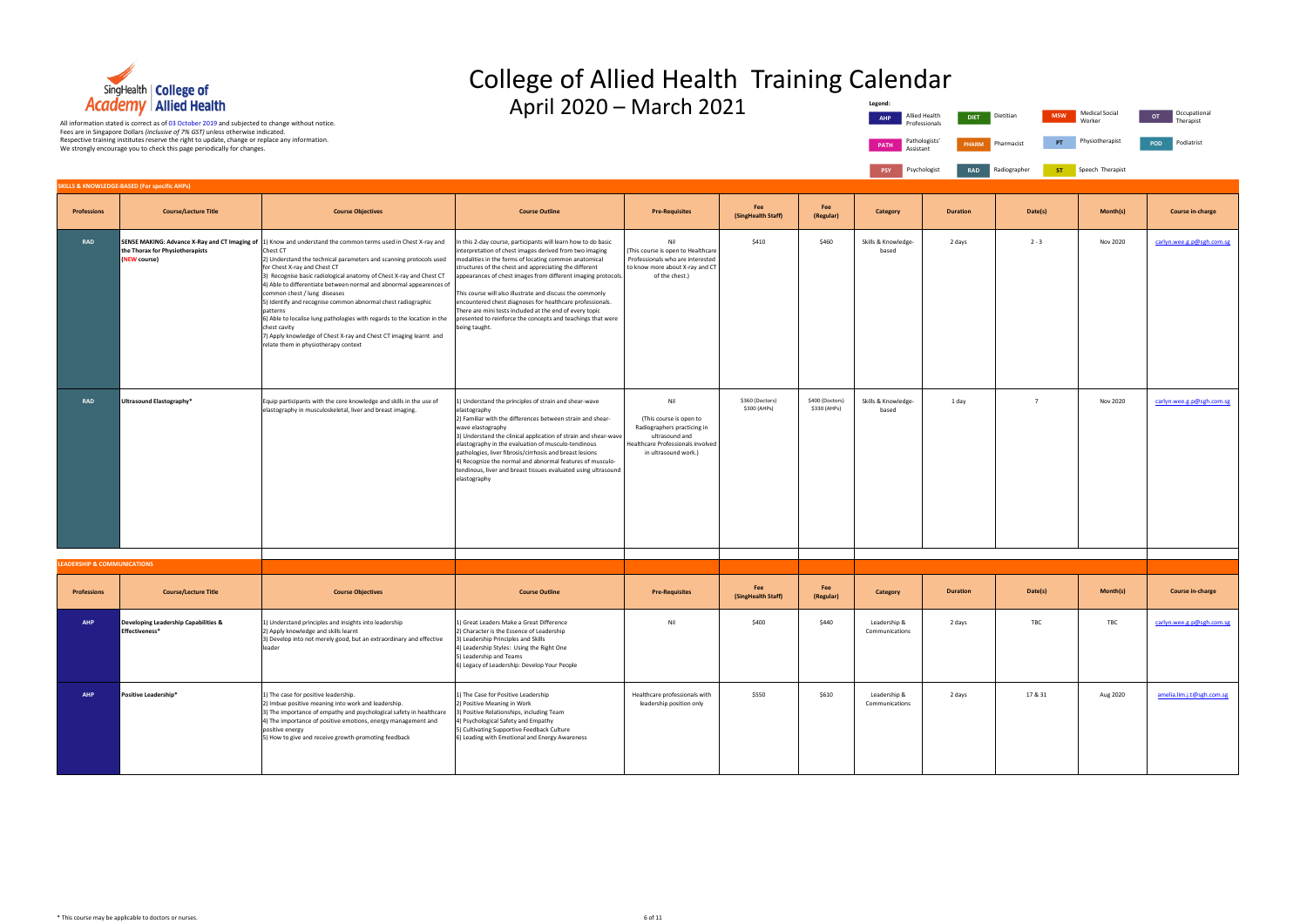SingHealth Academy | College of Allied Health

# College of Allied Health Training Calendar

## April 2020 – March 2021

All information stated is correct as of 03 October 2019 and subjected to change without notice.
Fees are in Singapore Dollars *(inclusive of 7% GST)* unless otherwise indicated.
Respective training institutes reserve the right to update, change or replace any information.
We strongly encourage you to check this page periodically for changes.

**Legend:**

| Code | Profession | Code | Profession | Code | Profession | Code | Profession |
|---|---|---|---|---|---|---|---|
| AHP | Allied Health Professionals | DIET | Dietitian | MSW | Medical Social Worker | OT | Occupational Therapist |
| PATH | Pathologists' Assistant | PHARM | Pharmacist | PT | Physiotherapist | POD | Podiatrist |
| PSY | Psychologist | RAD | Radiographer | ST | Speech Therapist | | |

### SKILLS & KNOWLEDGE-BASED (For specific AHPs)

| Professions | Course/Lecture Title | Course Objectives | Course Outline | Pre-Requisites | Fee (SingHealth Staff) | Fee (Regular) | Category | Duration | Date(s) | Month(s) | Course in-charge |
|---|---|---|---|---|---|---|---|---|---|---|---|
| RAD | **SENSE MAKING: Advance X-Ray and CT Imaging of the Thorax for Physiotherapists** (NEW course) | 1) Know and understand the common terms used in Chest X-ray and Chest CT<br>2) Understand the technical parameters and scanning protocols used for Chest X-ray and Chest CT<br>3) Recognise basic radiological anatomy of Chest X-ray and Chest CT<br>4) Able to differentiate between normal and abnormal appearences of common chest / lung diseases<br>5) Identify and recognise common abnormal chest radiographic patterns<br>6) Able to localise lung pathologies with regards to the location in the chest cavity<br>7) Apply knowledge of Chest X-ray and Chest CT imaging learnt and relate them in physiotherapy context | In this 2-day course, participants will learn how to do basic interpretation of chest images derived from two imaging modalities in the forms of locating common anatomical structures of the chest and appreciating the different appearances of chest images from different imaging protocols.<br><br>This course will also illustrate and discuss the commonly encountered chest diagnoses for healthcare professionals. There are mini tests included at the end of every topic presented to reinforce the concepts and teachings that were being taught. | Nil<br>(This course is open to Healthcare Professionals who are interested to know more about X-ray and CT of the chest.) | $410 | $460 | Skills & Knowledge-based | 2 days | 2 - 3 | Nov 2020 | carlyn.wee.g.p@sgh.com.sg |
| RAD | **Ultrasound Elastography*** | Equip participants with the core knowledge and skills in the use of elastography in musculoskeletal, liver and breast imaging. | 1) Understand the principles of strain and shear-wave elastography<br>2) Familiar with the differences between strain and shear-wave elastography<br>3) Understand the clinical application of strain and shear-wave elastography in the evaluation of musculo-tendinous pathologies, liver fibrosis/cirrhosis and breast lesions<br>4) Recognize the normal and abnormal features of musculo-tendinous, liver and breast tissues evaluated using ultrasound elastography | Nil<br><br>(This course is open to Radiographers practicing in ultrasound and Healthcare Professionals involved in ultrasound work.) | $360 (Doctors)<br>$300 (AHPs) | $400 (Doctors)<br>$330 (AHPs) | Skills & Knowledge-based | 1 day | 7 | Nov 2020 | carlyn.wee.g.p@sgh.com.sg |

### LEADERSHIP & COMMUNICATIONS

| Professions | Course/Lecture Title | Course Objectives | Course Outline | Pre-Requisites | Fee (SingHealth Staff) | Fee (Regular) | Category | Duration | Date(s) | Month(s) | Course in-charge |
|---|---|---|---|---|---|---|---|---|---|---|---|
| AHP | **Developing Leadership Capabilities & Effectiveness*** | 1) Understand principles and insights into leadership<br>2) Apply knowledge and skills learnt<br>3) Develop into not merely good, but an extraordinary and effective leader | 1) Great Leaders Make a Great Difference<br>2) Character is the Essence of Leadership<br>3) Leadership Principles and Skills<br>4) Leadership Styles: Using the Right One<br>5) Leadership and Teams<br>6) Legacy of Leadership: Develop Your People | Nil | $400 | $440 | Leadership & Communications | 2 days | TBC | TBC | carlyn.wee.g.p@sgh.com.sg |
| AHP | **Positive Leadership*** | 1) The case for positive leadership.<br>2) Imbue positive meaning into work and leadership.<br>3) The importance of empathy and psychological safety in healthcare<br>4) The importance of positive emotions, energy management and positive energy<br>5) How to give and receive growth-promoting feedback | 1) The Case for Positive Leadership<br>2) Positive Meaning in Work<br>3) Positive Relationships, including Team<br>4) Psychological Safety and Empathy<br>5) Cultivating Supportive Feedback Culture<br>6) Leading with Emotional and Energy Awareness | Healthcare professionals with leadership position only | $550 | $610 | Leadership & Communications | 2 days | 17 & 31 | Aug 2020 | amelia.lim.j.t@sgh.com.sg |

* This course may be applicable to doctors or nurses.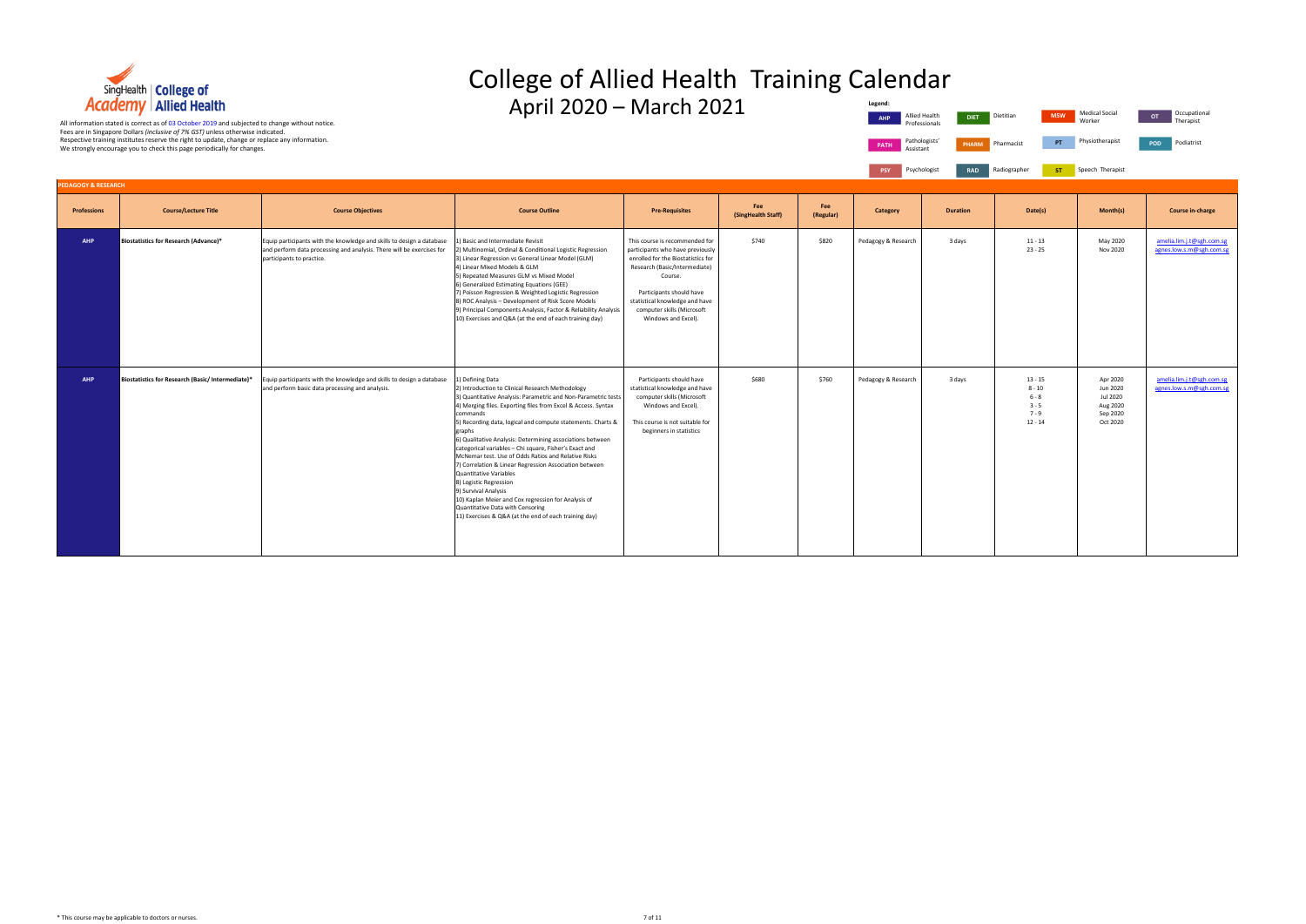# College of Allied Health Training Calendar

## April 2020 – March 2021

All information stated is correct as of 03 October 2019 and subjected to change without notice.
Fees are in Singapore Dollars *(inclusive of 7% GST)* unless otherwise indicated.
Respective training institutes reserve the right to update, change or replace any information.
We strongly encourage you to check this page periodically for changes.

**Legend:**

| Code | Profession |
|---|---|
| AHP | Allied Health Professionals |
| DIET | Dietitian |
| MSW | Medical Social Worker |
| OT | Occupational Therapist |
| PATH | Pathologists' Assistant |
| PHARM | Pharmacist |
| PT | Physiotherapist |
| POD | Podiatrist |
| PSY | Psychologist |
| RAD | Radiographer |
| ST | Speech Therapist |

### PEDAGOGY & RESEARCH

| Professions | Course/Lecture Title | Course Objectives | Course Outline | Pre-Requisites | Fee (SingHealth Staff) | Fee (Regular) | Category | Duration | Date(s) | Month(s) | Course in-charge |
|---|---|---|---|---|---|---|---|---|---|---|---|
| AHP | **Biostatistics for Research (Advance)*** | Equip participants with the knowledge and skills to design a database and perform data processing and analysis. There will be exercises for participants to practice. | 1) Basic and Intermediate Revisit<br>2) Multinomial, Ordinal & Conditional Logistic Regression<br>3) Linear Regression vs General Linear Model (GLM)<br>4) Linear Mixed Models & GLM<br>5) Repeated Measures GLM vs Mixed Model<br>6) Generalized Estimating Equations (GEE)<br>7) Poisson Regression & Weighted Logistic Regression<br>8) ROC Analysis – Development of Risk Score Models<br>9) Principal Components Analysis, Factor & Reliability Analysis<br>10) Exercises and Q&A (at the end of each training day) | This course is recommended for participants who have previously enrolled for the Biostatistics for Research (Basic/Intermediate) Course.<br><br>Participants should have statistical knowledge and have computer skills (Microsoft Windows and Excel). | $740 | $820 | Pedagogy & Research | 3 days | 11 - 13<br>23 - 25 | May 2020<br>Nov 2020 | amelia.lim.j.t@sgh.com.sg<br>agnes.low.s.m@sgh.com.sg |
| AHP | **Biostatistics for Research (Basic/ Intermediate)*** | Equip participants with the knowledge and skills to design a database and perform basic data processing and analysis. | 1) Defining Data<br>2) Introduction to Clinical Research Methodology<br>3) Quantitative Analysis: Parametric and Non-Parametric tests<br>4) Merging files. Exporting files from Excel & Access. Syntax commands<br>5) Recording data, logical and compute statements. Charts & graphs<br>6) Qualitative Analysis: Determining associations between categorical variables – Chi square, Fisher's Exact and McNemar test. Use of Odds Ratios and Relative Risks<br>7) Correlation & Linear Regression Association between Quantitative Variables<br>8) Logistic Regression<br>9) Survival Analysis<br>10) Kaplan Meier and Cox regression for Analysis of Quantitative Data with Censoring<br>11) Exercises & Q&A (at the end of each training day) | Participants should have statistical knowledge and have computer skills (Microsoft Windows and Excel).<br><br>This course is not suitable for beginners in statistics | $680 | $760 | Pedagogy & Research | 3 days | 13 - 15<br>8 - 10<br>6 - 8<br>3 - 5<br>7 - 9<br>12 - 14 | Apr 2020<br>Jun 2020<br>Jul 2020<br>Aug 2020<br>Sep 2020<br>Oct 2020 | amelia.lim.j.t@sgh.com.sg<br>agnes.low.s.m@sgh.com.sg |

\* This course may be applicable to doctors or nurses.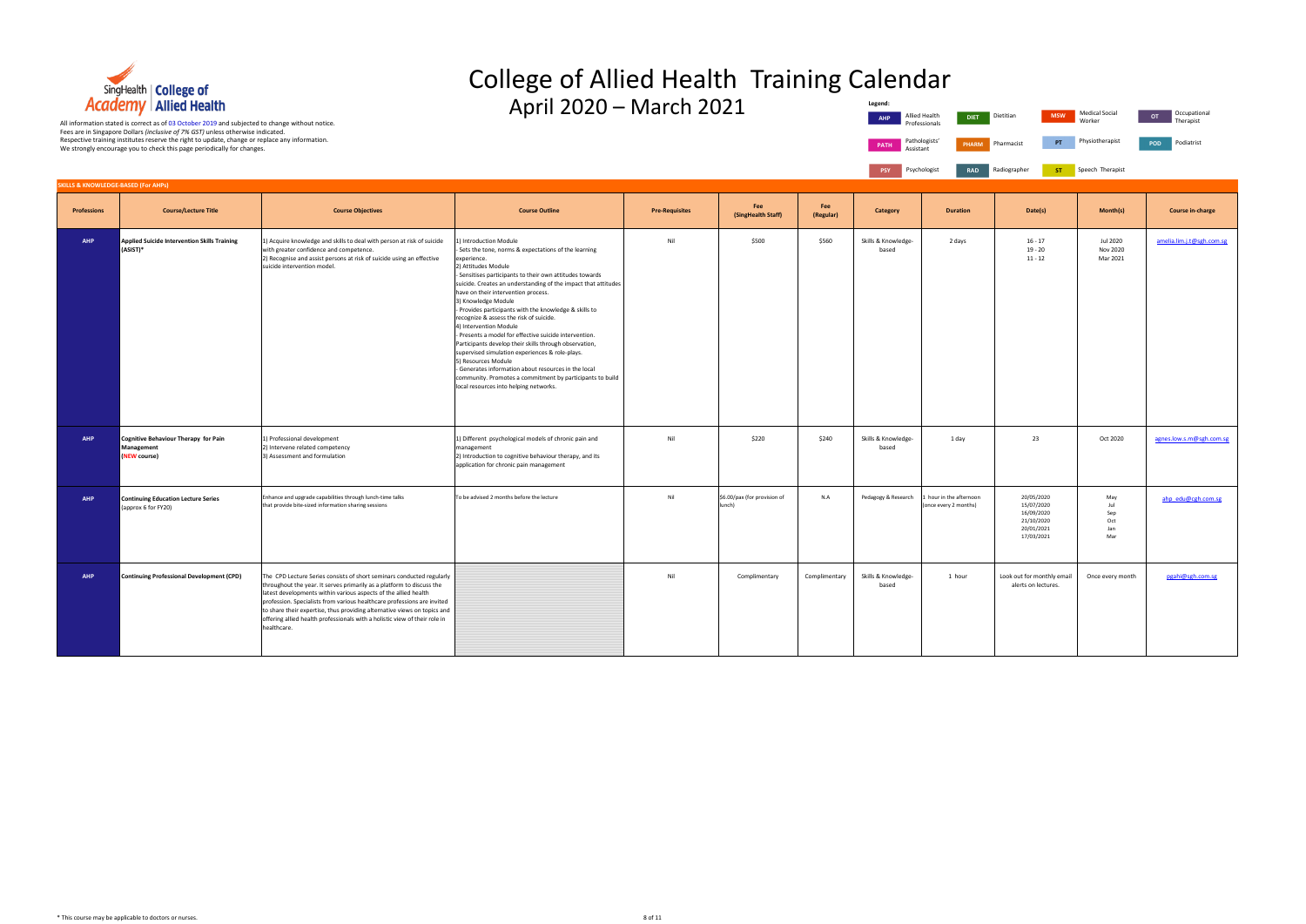SingHealth Academy | College of Allied Health

# College of Allied Health Training Calendar

## April 2020 – March 2021

All information stated is correct as of 03 October 2019 and subjected to change without notice.
Fees are in Singapore Dollars *(inclusive of 7% GST)* unless otherwise indicated.
Respective training institutes reserve the right to update, change or replace any information.
We strongly encourage you to check this page periodically for changes.

**Legend:**

| Code | Meaning |
|---|---|
| AHP | Allied Health Professionals |
| DIET | Dietitian |
| MSW | Medical Social Worker |
| OT | Occupational Therapist |
| PATH | Pathologists' Assistant |
| PHARM | Pharmacist |
| PT | Physiotherapist |
| POD | Podiatrist |
| PSY | Psychologist |
| RAD | Radiographer |
| ST | Speech Therapist |

### SKILLS & KNOWLEDGE-BASED (For AHPs)

| Professions | Course/Lecture Title | Course Objectives | Course Outline | Pre-Requisites | Fee (SingHealth Staff) | Fee (Regular) | Category | Duration | Date(s) | Month(s) | Course in-charge |
|---|---|---|---|---|---|---|---|---|---|---|---|
| AHP | **Applied Suicide Intervention Skills Training (ASIST)*** | 1) Acquire knowledge and skills to deal with person at risk of suicide with greater confidence and competence.<br>2) Recognise and assist persons at risk of suicide using an effective suicide intervention model. | 1) Introduction Module<br>- Sets the tone, norms & expectations of the learning experience.<br>2) Attitudes Module<br>- Sensitises participants to their own attitudes towards suicide. Creates an understanding of the impact that attitudes have on their intervention process.<br>3) Knowledge Module<br>- Provides participants with the knowledge & skills to recognize & assess the risk of suicide.<br>4) Intervention Module<br>- Presents a model for effective suicide intervention. Participants develop their skills through observation, supervised simulation experiences & role-plays.<br>5) Resources Module<br>- Generates information about resources in the local community. Promotes a commitment by participants to build local resources into helping networks. | Nil | $500 | $560 | Skills & Knowledge-based | 2 days | 16 - 17<br>19 - 20<br>11 - 12 | Jul 2020<br>Nov 2020<br>Mar 2021 | amelia.lim.j.t@sgh.com.sg |
| AHP | **Cognitive Behaviour Therapy for Pain Management (NEW course)** | 1) Professional development<br>2) Intervene related competency<br>3) Assessment and formulation | 1) Different psychological models of chronic pain and management<br>2) Introduction to cognitive behaviour therapy, and its application for chronic pain management | Nil | $220 | $240 | Skills & Knowledge-based | 1 day | 23 | Oct 2020 | agnes.low.s.m@sgh.com.sg |
| AHP | **Continuing Education Lecture Series** (approx 6 for FY20) | Enhance and upgrade capabilities through lunch-time talks that provide bite-sized information sharing sessions | To be advised 2 months before the lecture | Nil | $6.00/pax (for provision of lunch) | N.A | Pedagogy & Research | 1 hour in the afternoon (once every 2 months) | 20/05/2020<br>15/07/2020<br>16/09/2020<br>21/10/2020<br>20/01/2021<br>17/03/2021 | May<br>Jul<br>Sep<br>Oct<br>Jan<br>Mar | ahp_edu@sgh.com.sg |
| AHP | **Continuing Professional Development (CPD)** | The CPD Lecture Series consists of short seminars conducted regularly throughout the year. It serves primarily as a platform to discuss the latest developments within various aspects of the allied health profession. Specialists from various healthcare professions are invited to share their expertise, thus providing alternative views on topics and offering allied health professionals with a holistic view of their role in healthcare. | | Nil | Complimentary | Complimentary | Skills & Knowledge-based | 1 hour | Look out for monthly email alerts on lectures. | Once every month | pgahi@sgh.com.sg |

* This course may be applicable to doctors or nurses.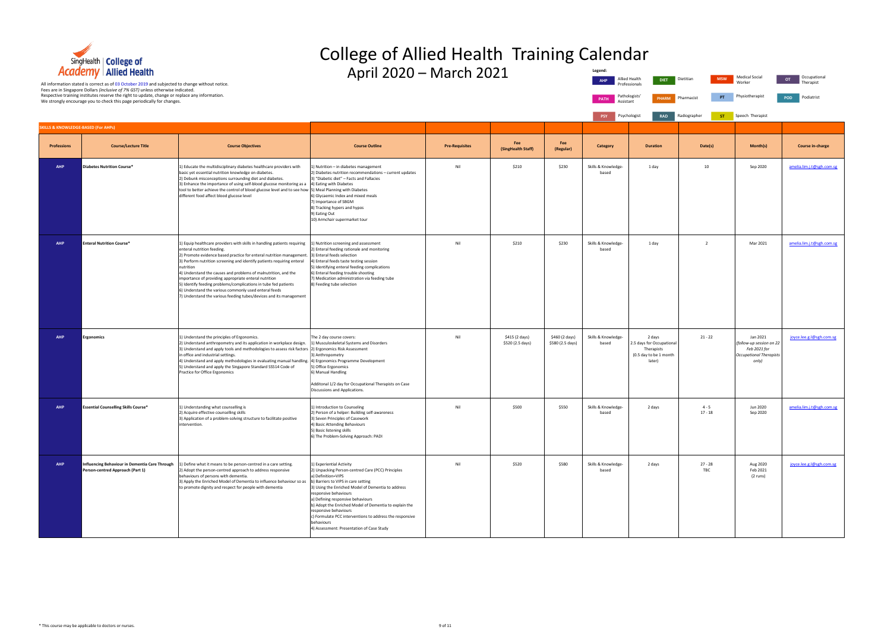# College of Allied Health Training Calendar

## April 2020 – March 2021

All information stated is correct as of 03 October 2019 and subjected to change without notice.
Fees are in Singapore Dollars *(inclusive of 7% GST)* unless otherwise indicated.
Respective training institutes reserve the right to update, change or replace any information.
We strongly encourage you to check this page periodically for changes.

**Legend:**

| Code | Meaning |
|---|---|
| AHP | Allied Health Professionals |
| DIET | Dietitian |
| MSW | Medical Social Worker |
| OT | Occupational Therapist |
| PATH | Pathologists' Assistant |
| PHARM | Pharmacist |
| PT | Physiotherapist |
| POD | Podiatrist |
| PSY | Psychologist |
| RAD | Radiographer |
| ST | Speech Therapist |

### SKILLS & KNOWLEDGE-BASED (For AHPs)

| Professions | Course/Lecture Title | Course Objectives | Course Outline | Pre-Requisites | Fee (SingHealth Staff) | Fee (Regular) | Category | Duration | Date(s) | Month(s) | Course in-charge |
|---|---|---|---|---|---|---|---|---|---|---|---|
| AHP | **Diabetes Nutrition Course*** | 1) Educate the multidisciplinary diabetes healthcare providers with basic yet essential nutrition knowledge on diabetes.<br>2) Debunk misconceptions surrounding diet and diabetes.<br>3) Enhance the importance of using self-blood glucose monitoring as a tool to better achieve the control of blood glucose level and to see how different food affect blood glucose level | 1) Nutrition – in diabetes management<br>2) Diabetes nutrition recommendations – current updates<br>3) "Diabetic diet" – Facts and Fallacies<br>4) Eating with Diabetes<br>5) Meal Planning with Diabetes<br>6) Glycaemic Index and mixed meals<br>7) Importance of SBGM<br>8) Tracking hypers and hypos<br>9) Eating Out<br>10) Armchair supermarket tour | Nil | $210 | $230 | Skills & Knowledge-based | 1 day | 10 | Sep 2020 | amelia.lim.j.t@sgh.com.sg |
| AHP | **Enteral Nutrition Course*** | 1) Equip healthcare providers with skills in handling patients requiring enteral nutrition feeding.<br>2) Promote evidence based practice for enteral nutrition management.<br>3) Perform nutrition screening and identify patients requiring enteral nutrition<br>4) Understand the causes and problems of malnutrition, and the importance of providing appropriate enteral nutrition<br>5) Identify feeding problems/complications in tube fed patients<br>6) Understand the various commonly used enteral feeds<br>7) Understand the various feeding tubes/devices and its management | 1) Nutrition screening and assessment<br>2) Enteral feeding rationale and monitoring<br>3) Enteral feeds selection<br>4) Enteral feeds taste testing session<br>5) Identifying enteral feeding complications<br>6) Enteral feeding trouble shooting<br>7) Medication administration via feeding tube<br>8) Feeding tube selection | Nil | $210 | $230 | Skills & Knowledge-based | 1 day | 2 | Mar 2021 | amelia.lim.j.t@sgh.com.sg |
| AHP | **Ergonomics** | 1) Understand the principles of Ergonomics.<br>2) Understand anthropometry and its application in workplace design.<br>3) Understand and apply tools and methodologies to assess risk factors in office and industrial settings.<br>4) Understand and apply methodologies in evaluating manual handling.<br>5) Understand and apply the Singapore Standard SS514 Code of Practice for Office Ergonomics | The 2 day course covers:<br>1) Musculoskeletal Systems and Disorders<br>2) Ergonomics Risk Assessment<br>3) Anthropometry<br>4) Ergonomics Programme Development<br>5) Office Ergonomics<br>6) Manual Handling<br><br>Additonal 1/2 day for Occupational Therapists on Case Discussions and Applications. | Nil | $415 (2 days)<br>$520 (2.5 days) | $460 (2 days)<br>$580 (2.5 days) | Skills & Knowledge-based | 2 days<br>2.5 days for Occupational Therapists<br>(0.5 day to be 1 month later) | 21 - 22 | Jan 2021<br>*(follow-up session on 22 Feb 2021 for Occupational Therapists only)* | joyce.lee.g.l@sgh.com.sg |
| AHP | **Essential Counselling Skills Course*** | 1) Understanding what counselling is<br>2) Acquire effective counselling skills<br>3) Application of a problem-solving structure to facilitate positive intervention. | 1) Introduction to Counseling<br>2) Person of a helper: Building self-awareness<br>3) Seven Principles of Casework<br>4) Basic Attending Behaviours<br>5) Basic listening skills<br>6) The Problem-Solving Approach: PADI | Nil | $500 | $550 | Skills & Knowledge-based | 2 days | 4 - 5<br>17 - 18 | Jun 2020<br>Sep 2020 | amelia.lim.j.t@sgh.com.sg |
| AHP | **Influencing Behaviour in Dementia Care Through Person-centred Approach (Part 1)** | 1) Define what it means to be person-centred in a care setting.<br>2) Adopt the person-centred approach to address responsive behaviours of persons with dementia.<br>3) Apply the Enriched Model of Dementia to influence behaviour so as to promote dignity and respect for people with dementia | 1) Experiential Activity<br>2) Unpacking Person-centred Care (PCC) Principles<br>a) Definition=VIPS<br>b) Barriers to VIPS in care setting<br>3) Using the Enriched Model of Dementia to address responsive behaviours<br>a) Defining responsive behaviours<br>b) Adopt the Enriched Model of Dementia to explain the responsive behaviours<br>c) Formulate PCC interventions to address the responsive behaviours<br>4) Assessment: Presentation of Case Study | Nil | $520 | $580 | Skills & Knowledge-based | 2 days | 27 - 28<br>TBC | Aug 2020<br>Feb 2021<br>(2 runs) | joyce.lee.g.l@sgh.com.sg |

\* This course may be applicable to doctors or nurses.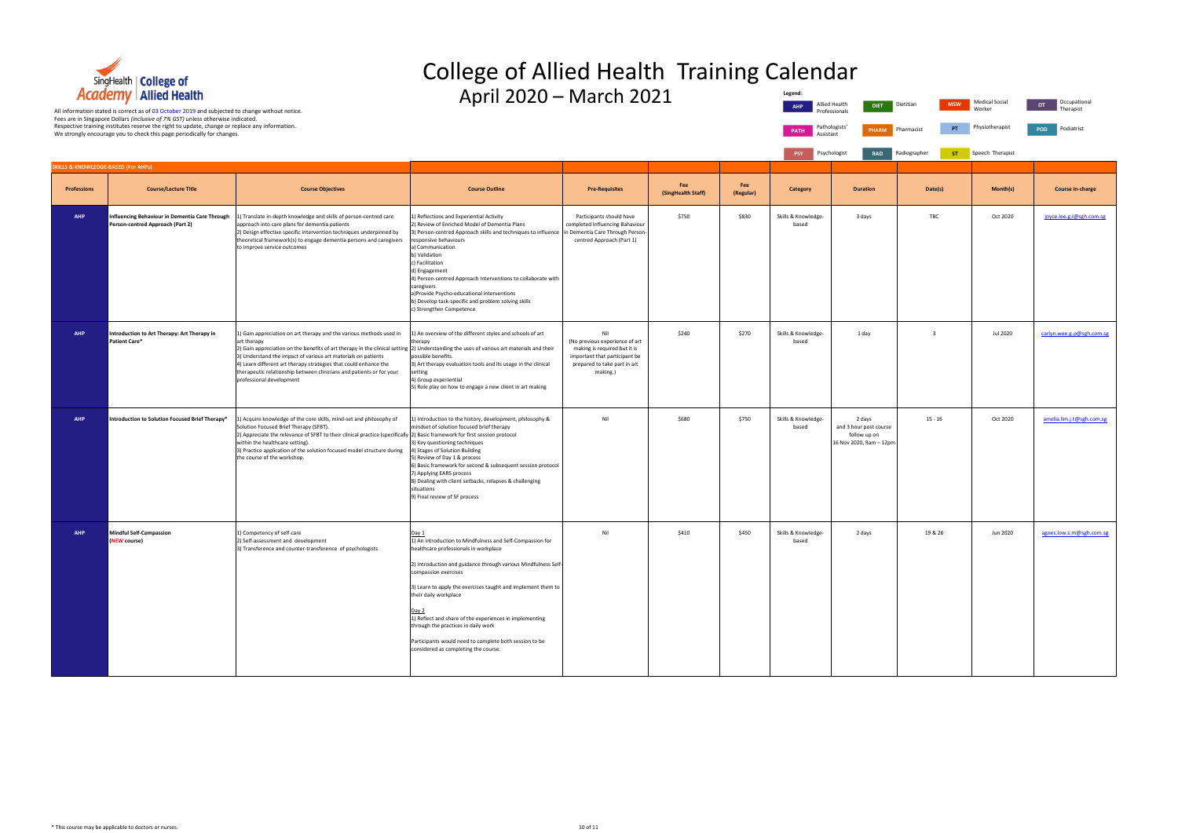SingHealth Academy | College of Allied Health

# College of Allied Health Training Calendar

## April 2020 – March 2021

All information stated is correct as of 03 October 2019 and subjected to change without notice.
Fees are in Singapore Dollars *(inclusive of 7% GST)* unless otherwise indicated.
Respective training institutes reserve the right to update, change or replace any information.
We strongly encourage you to check this page periodically for changes.

**Legend:**

| Code | Meaning |
|---|---|
| AHP | Allied Health Professionals |
| DIET | Dietitian |
| MSW | Medical Social Worker |
| OT | Occupational Therapist |
| PATH | Pathologists' Assistant |
| PHARM | Pharmacist |
| PT | Physiotherapist |
| POD | Podiatrist |
| PSY | Psychologist |
| RAD | Radiographer |
| ST | Speech Therapist |

**SKILLS & KNOWLEDGE-BASED (For AHPs)**

| Professions | Course/Lecture Title | Course Objectives | Course Outline | Pre-Requisites | Fee (SingHealth Staff) | Fee (Regular) | Category | Duration | Date(s) | Month(s) | Course in-charge |
|---|---|---|---|---|---|---|---|---|---|---|---|
| AHP | **Influencing Behaviour in Dementia Care Through Person-centred Approach (Part 2)** | 1) Translate in-depth knowledge and skills of person-centred care approach into care plans for dementia patients<br>2) Design effective specific intervention techniques underpinned by theoretical framework(s) to engage dementia persons and caregivers to improve service outcomes | 1) Reflections and Experiential Activity<br>2) Review of Enriched Model of Dementia Plans<br>3) Person-centred Approach skills and techniques to influence responsive behaviours<br>a) Communication<br>b) Validation<br>c) Facilitation<br>d) Engagement<br>4) Person-centred Approach Interventions to collaborate with caregivers<br>a)Provide Psycho-educational interventions<br>b) Develop task-specific and problem solving skills<br>c) Strengthen Competence | Participants should have completed Influencing Bahaviour in Dementia Care Through Person-centred Approach (Part 1) | $750 | $830 | Skills & Knowledge-based | 3 days | TBC | Oct 2020 | joyce.lee.g.l@sgh.com.sg |
| AHP | **Introduction to Art Therapy: Art Therapy in Patient Care*** | 1) Gain appreciation on art therapy and the various methods used in art therapy<br>2) Gain appreciation on the benefits of art therapy in the clinical setting<br>3) Understand the impact of various art materials on patients<br>4) Learn different art therapy strategies that could enhance the therapeutic relationship between clinicians and patients or for your professional development | 1) An overview of the different styles and schools of art therapy<br>2) Understanding the uses of various art materials and their possible benefits.<br>3) Art therapy evaluation tools and its usage in the clinical setting<br>4) Group experiential<br>5) Role play on how to engage a new client in art making | Nil<br>(No previous experience of art making is required but it is important that participant be prepared to take part in art making.) | $240 | $270 | Skills & Knowledge-based | 1 day | 3 | Jul 2020 | carlyn.wee.g.p@sgh.com.sg |
| AHP | **Introduction to Solution Focused Brief Therapy*** | 1) Acquire knowledge of the core skills, mind-set and philosophy of Solution Focused Brief Therapy (SFBT).<br>2) Appreciate the relevance of SFBT to their clinical practice (specifically within the healthcare setting).<br>3) Practice application of the solution focused model structure during the course of the workshop. | 1) Introduction to the history, development, philosophy & mindset of solution focused brief therapy<br>2) Basic framework for first session protocol<br>3) Key questioning techniques<br>4) Stages of Solution Building<br>5) Review of Day 1 & process<br>6) Basic framework for second & subsequent session protocol<br>7) Applying EARS process<br>8) Dealing with client setbacks, relapses & challenging situations<br>9) Final review of SF process | Nil | $680 | $750 | Skills & Knowledge-based | 2 days<br>and 3 hour post course follow up on 16 Nov 2020, 9am – 12pm | 15 - 16 | Oct 2020 | amelia.lim.j.t@sgh.com.sg |
| AHP | **Mindful Self-Compassion (NEW course)** | 1) Competency of self-care<br>2) Self-assessment and development<br>3) Transference and counter-transference of psychologists | Day 1<br>1) An introduction to Mindfulness and Self-Compassion for healthcare professionals in workplace<br>2) Introduction and guidance through various Mindfulness Self-compassion exercises<br>3) Learn to apply the exercises taught and implement them to their daily workplace<br>Day 2<br>1) Reflect and share of the experiences in implementing through the practices in daily work<br>Participants would need to complete both session to be considered as completing the course. | Nil | $410 | $450 | Skills & Knowledge-based | 2 days | 19 & 26 | Jun 2020 | agnes.low.s.m@sgh.com.sg |

\* This course may be applicable to doctors or nurses.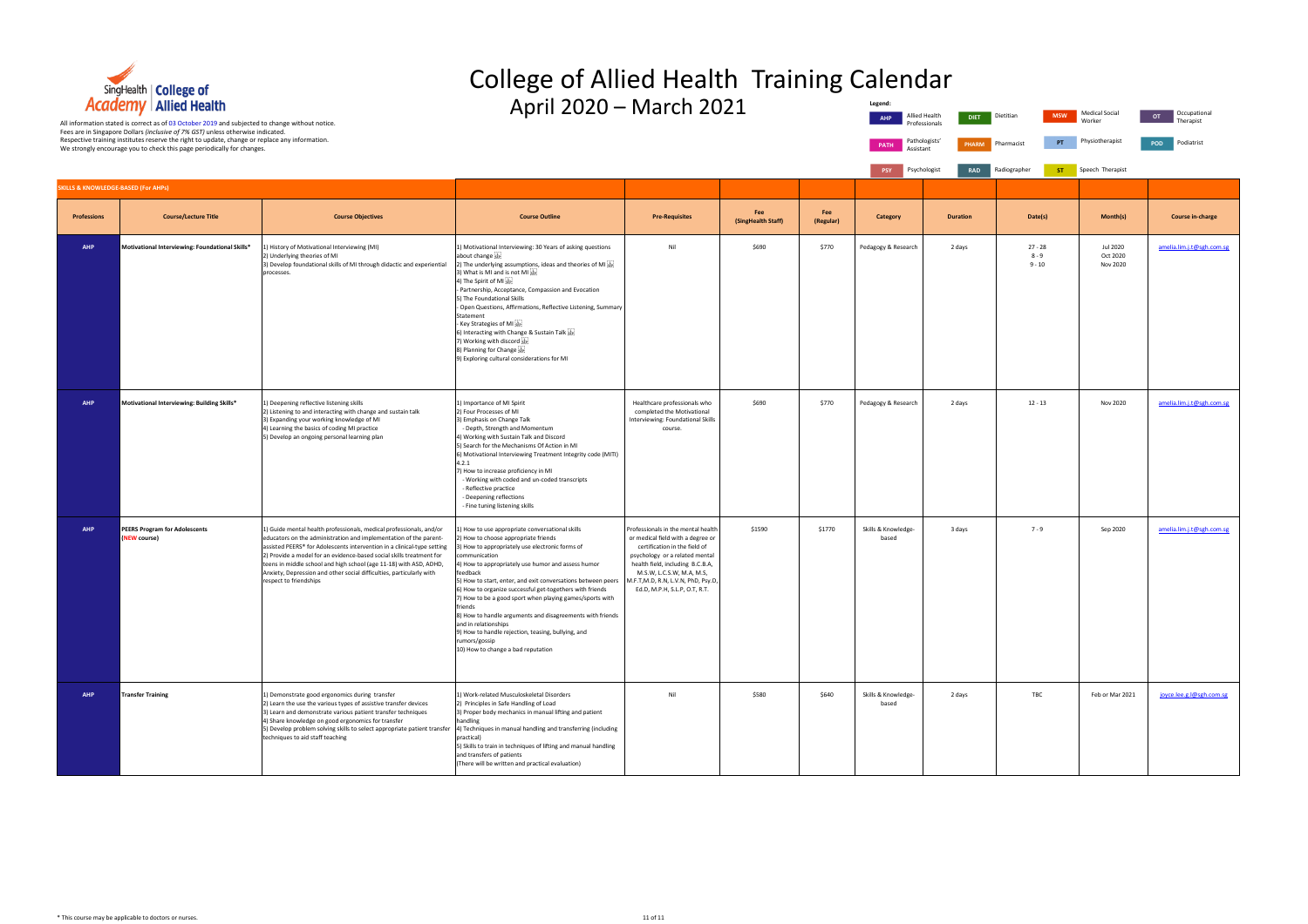SingHealth Academy | College of Allied Health

# College of Allied Health Training Calendar

## April 2020 – March 2021

All information stated is correct as of 03 October 2019 and subjected to change without notice.
Fees are in Singapore Dollars *(inclusive of 7% GST)* unless otherwise indicated.
Respective training institutes reserve the right to update, change or replace any information.
We strongly encourage you to check this page periodically for changes.

**Legend:**

| | | | | | | | |
|---|---|---|---|---|---|---|---|
| AHP | Allied Health Professionals | DIET | Dietitian | MSW | Medical Social Worker | OT | Occupational Therapist |
| PATH | Pathologists' Assistant | PHARM | Pharmacist | PT | Physiotherapist | POD | Podiatrist |
| PSY | Psychologist | RAD | Radiographer | ST | Speech Therapist | | |

### SKILLS & KNOWLEDGE-BASED (For AHPs)

| Professions | Course/Lecture Title | Course Objectives | Course Outline | Pre-Requisites | Fee (SingHealth Staff) | Fee (Regular) | Category | Duration | Date(s) | Month(s) | Course in-charge |
|---|---|---|---|---|---|---|---|---|---|---|---|
| AHP | **Motivational Interviewing: Foundational Skills*** | 1) History of Motivational Interviewing (MI)<br>2) Underlying theories of MI<br>3) Develop foundational skills of MI through didactic and experiential processes. | 1) Motivational Interviewing: 30 Years of asking questions about change<br>2) The underlying assumptions, ideas and theories of MI<br>3) What is MI and is not MI<br>4) The Spirit of MI<br>- Partnership, Acceptance, Compassion and Evocation<br>5) The Foundational Skills<br>- Open Questions, Affirmations, Reflective Listening, Summary Statement<br>- Key Strategies of MI<br>6) Interacting with Change & Sustain Talk<br>7) Working with discord<br>8) Planning for Change<br>9) Exploring cultural considerations for MI | Nil | $690 | $770 | Pedagogy & Research | 2 days | 27 - 28<br>8 - 9<br>9 - 10 | Jul 2020<br>Oct 2020<br>Nov 2020 | amelia.lim.j.t@sgh.com.sg |
| AHP | **Motivational Interviewing: Building Skills*** | 1) Deepening reflective listening skills<br>2) Listening to and interacting with change and sustain talk<br>3) Expanding your working knowledge of MI<br>4) Learning the basics of coding MI practice<br>5) Develop an ongoing personal learning plan | 1) Importance of MI Spirit<br>2) Four Processes of MI<br>3) Emphasis on Change Talk<br>- Depth, Strength and Momentum<br>4) Working with Sustain Talk and Discord<br>5) Search for the Mechanisms Of Action in MI<br>6) Motivational Interviewing Treatment Integrity code (MITI) 4.2.1<br>7) How to increase proficiency in MI<br>- Working with coded and un-coded transcripts<br>- Reflective practice<br>- Deepening reflections<br>- Fine tuning listening skills | Healthcare professionals who completed the Motivational Interviewing: Foundational Skills course. | $690 | $770 | Pedagogy & Research | 2 days | 12 - 13 | Nov 2020 | amelia.lim.j.t@sgh.com.sg |
| AHP | **PEERS Program for Adolescents (NEW course)** | 1) Guide mental health professionals, medical professionals, and/or educators on the administration and implementation of the parent-assisted PEERS® for Adolescents intervention in a clinical-type setting<br>2) Provide a model for an evidence-based social skills treatment for teens in middle school and high school (age 11-18) with ASD, ADHD, Anxiety, Depression and other social difficulties, particularly with respect to friendships | 1) How to use appropriate conversational skills<br>2) How to choose appropriate friends<br>3) How to appropriately use electronic forms of communication<br>4) How to appropriately use humor and assess humor feedback<br>5) How to start, enter, and exit conversations between peers<br>6) How to organize successful get-togethers with friends<br>7) How to be a good sport when playing games/sports with friends<br>8) How to handle arguments and disagreements with friends and in relationships<br>9) How to handle rejection, teasing, bullying, and rumors/gossip<br>10) How to change a bad reputation | Professionals in the mental health or medical field with a degree or certification in the field of psychology or a related mental health field, including B.C.B.A, M.S.W, L.C.S.W, M.A, M.S, M.F.T,M.D, R.N, L.V.N, PhD, Psy.D, Ed.D, M.P.H, S.L.P, O.T, R.T. | $1590 | $1770 | Skills & Knowledge-based | 3 days | 7 - 9 | Sep 2020 | amelia.lim.j.t@sgh.com.sg |
| AHP | **Transfer Training** | 1) Demonstrate good ergonomics during transfer<br>2) Learn the use the various types of assistive transfer devices<br>3) Learn and demonstrate various patient transfer techniques<br>4) Share knowledge on good ergonomics for transfer<br>5) Develop problem solving skills to select appropriate patient transfer techniques to aid staff teaching | 1) Work-related Musculoskeletal Disorders<br>2) Principles in Safe Handling of Load<br>3) Proper body mechanics in manual lifting and patient handling<br>4) Techniques in manual handling and transferring (including practical)<br>5) Skills to train in techniques of lifting and manual handling and transfers of patients<br>(There will be written and practical evaluation) | Nil | $580 | $640 | Skills & Knowledge-based | 2 days | TBC | Feb or Mar 2021 | joyce.lee.g.l@sgh.com.sg |

* This course may be applicable to doctors or nurses.